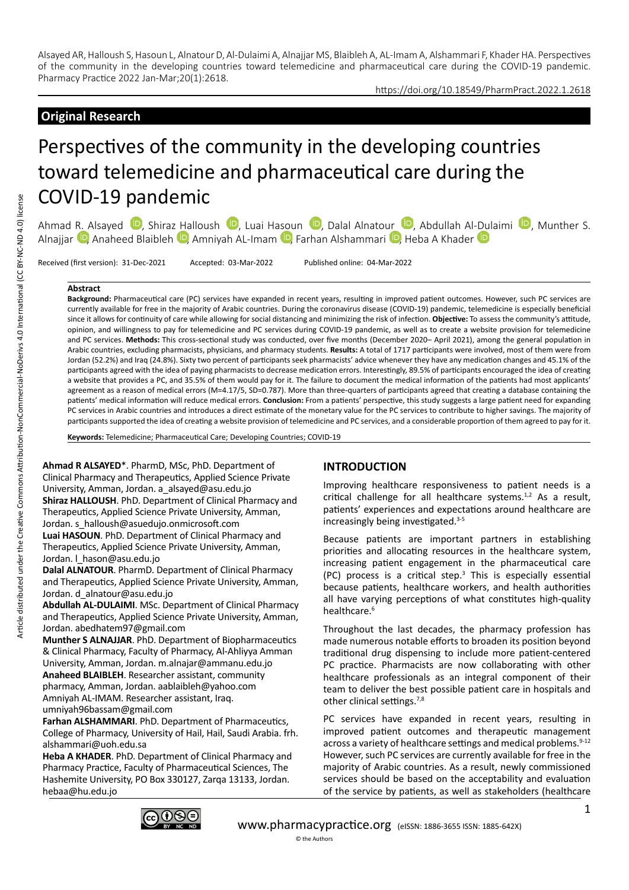Alsayed AR, Halloush S, Hasoun L, Alnatour D, Al-Dulaimi A, Alnajjar MS, Blaibleh A, AL-Imam A, Alshammari F, Khader HA. Perspectives of the community in the developing countries toward telemedicine and pharmaceutical care during the COVID-19 pandemic. Pharmacy Practice 2022 Jan-Mar;20(1):2618.

https://doi.org/10.18549/PharmPract.2022.1.2618

**Original Research**

# Perspectives of the community in the developing countries toward telemedicine and pharmaceutical care during the COVID-19 pandemic

Ahmad R. Alsayed, Shiraz Halloush, Luai Hasoun, Dalal Alnatour, Abdullah Al-Dulaimi, Munther S. Alnajjar, Anaheed Blaibleh, Amniyah AL-Imam, Farhan Alshammari, Heba A Khader

Received (first version): 31-Dec-2021 Accepted: 03-Mar-2022 Published online: 04-Mar-2022

### Abstract

**Background:** Pharmaceutical care (PC) services have expanded in recent years, resulting in improved patient outcomes. However, such PC services are currently available for free in the majority of Arabic countries. During the coronavirus disease (COVID-19) pandemic, telemedicine is especially beneficial since it allows for continuity of care while allowing for social distancing and minimizing the risk of infection. **Objective:** To assess the community's attitude, opinion, and willingness to pay for telemedicine and PC services during COVID-19 pandemic, as well as to create a website provision for telemedicine and PC services. **Methods:** This cross-sectional study was conducted, over five months (December 2020– April 2021), among the general population in Arabic countries, excluding pharmacists, physicians, and pharmacy students. **Results:** A total of 1717 participants were involved, most of them were from Jordan (52.2%) and Iraq (24.8%). Sixty two percent of participants seek pharmacists' advice whenever they have any medication changes and 45.1% of the participants agreed with the idea of paying pharmacists to decrease medication errors. Interestingly, 89.5% of participants encouraged the idea of creating a website that provides a PC, and 35.5% of them would pay for it. The failure to document the medical information of the patients had most applicants' agreement as a reason of medical errors (M=4.17/5, SD=0.787). More than three-quarters of participants agreed that creating a database containing the patients' medical information will reduce medical errors. **Conclusion:** From a patients' perspective, this study suggests a large patient need for expanding PC services in Arabic countries and introduces a direct estimate of the monetary value for the PC services to contribute to higher savings. The majority of participants supported the idea of creating a website provision of telemedicine and PC services, and a considerable proportion of them agreed to pay for it.

**Keywords:** Telemedicine; Pharmaceutical Care; Developing Countries; COVID-19

**Ahmad R ALSAYED**\*. PharmD, MSc, PhD. Department of Clinical Pharmacy and Therapeutics, Applied Science Private University, Amman, Jordan. a_alsayed@asu.edu.jo

**Shiraz HALLOUSH**. PhD. Department of Clinical Pharmacy and Therapeutics, Applied Science Private University, Amman, Jordan. s_halloush@asuedujo.onmicrosoft.com

**Luai HASOUN**. PhD. Department of Clinical Pharmacy and Therapeutics, Applied Science Private University, Amman, Jordan. l_hason@asu.edu.jo

**Dalal ALNATOUR**. PharmD. Department of Clinical Pharmacy and Therapeutics, Applied Science Private University, Amman, Jordan. d_alnatour@asu.edu.jo

**Abdullah AL-DULAIMI**. MSc. Department of Clinical Pharmacy and Therapeutics, Applied Science Private University, Amman, Jordan. abedhatem97@gmail.com

**Munther S ALNAJJAR**. PhD. Department of Biopharmaceutics & Clinical Pharmacy, Faculty of Pharmacy, Al-Ahliyya Amman University, Amman, Jordan. m.alnajar@ammanu.edu.jo

**Anaheed BLAIBLEH**. Researcher assistant, community pharmacy, Amman, Jordan. aablaibleh@yahoo.com

Amniyah AL-IMAM. Researcher assistant, Iraq. umniyah96bassam@gmail.com

**Farhan ALSHAMMARI**. PhD. Department of Pharmaceutics, College of Pharmacy, University of Hail, Hail, Saudi Arabia. frh.alshammari@uoh.edu.sa

**Heba A KHADER**. PhD. Department of Clinical Pharmacy and Pharmacy Practice, Faculty of Pharmaceutical Sciences, The Hashemite University, PO Box 330127, Zarqa 13133, Jordan. hebaa@hu.edu.jo

## INTRODUCTION

Improving healthcare responsiveness to patient needs is a critical challenge for all healthcare systems.[1,2] As a result, patients' experiences and expectations around healthcare are increasingly being investigated.[3-5]

Because patients are important partners in establishing priorities and allocating resources in the healthcare system, increasing patient engagement in the pharmaceutical care (PC) process is a critical step.[3] This is especially essential because patients, healthcare workers, and health authorities all have varying perceptions of what constitutes high-quality healthcare.[6]

Throughout the last decades, the pharmacy profession has made numerous notable efforts to broaden its position beyond traditional drug dispensing to include more patient-centered PC practice. Pharmacists are now collaborating with other healthcare professionals as an integral component of their team to deliver the best possible patient care in hospitals and other clinical settings.[7,8]

PC services have expanded in recent years, resulting in improved patient outcomes and therapeutic management across a variety of healthcare settings and medical problems.[9-12] However, such PC services are currently available for free in the majority of Arabic countries. As a result, newly commissioned services should be based on the acceptability and evaluation of the service by patients, as well as stakeholders (healthcare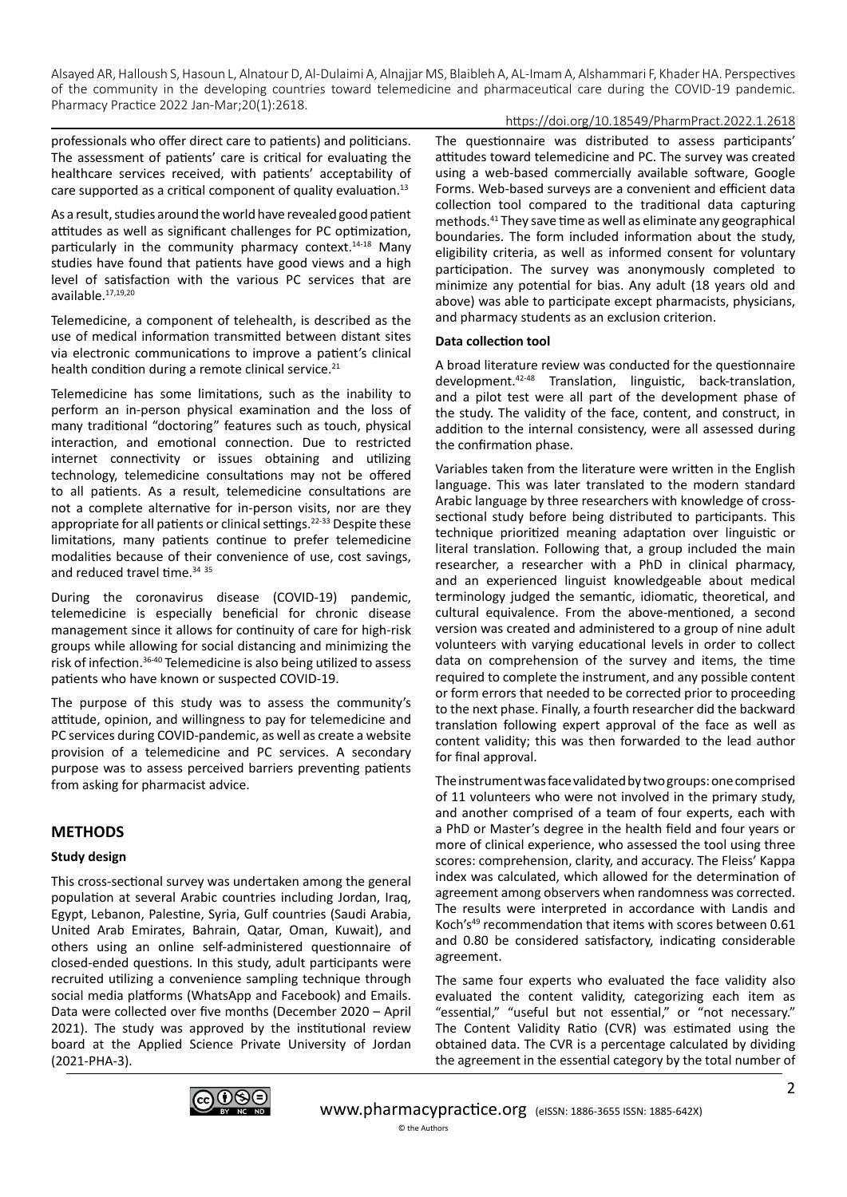professionals who offer direct care to patients) and politicians. The assessment of patients' care is critical for evaluating the healthcare services received, with patients' acceptability of care supported as a critical component of quality evaluation.[13]

As a result, studies around the world have revealed good patient attitudes as well as significant challenges for PC optimization, particularly in the community pharmacy context.[14-18] Many studies have found that patients have good views and a high level of satisfaction with the various PC services that are available.[17,19,20]

Telemedicine, a component of telehealth, is described as the use of medical information transmitted between distant sites via electronic communications to improve a patient's clinical health condition during a remote clinical service.[21]

Telemedicine has some limitations, such as the inability to perform an in-person physical examination and the loss of many traditional "doctoring" features such as touch, physical interaction, and emotional connection. Due to restricted internet connectivity or issues obtaining and utilizing technology, telemedicine consultations may not be offered to all patients. As a result, telemedicine consultations are not a complete alternative for in-person visits, nor are they appropriate for all patients or clinical settings.[22-33] Despite these limitations, many patients continue to prefer telemedicine modalities because of their convenience of use, cost savings, and reduced travel time.[34 35]

During the coronavirus disease (COVID-19) pandemic, telemedicine is especially beneficial for chronic disease management since it allows for continuity of care for high-risk groups while allowing for social distancing and minimizing the risk of infection.[36-40] Telemedicine is also being utilized to assess patients who have known or suspected COVID-19.

The purpose of this study was to assess the community's attitude, opinion, and willingness to pay for telemedicine and PC services during COVID-pandemic, as well as create a website provision of a telemedicine and PC services. A secondary purpose was to assess perceived barriers preventing patients from asking for pharmacist advice.

## METHODS

### Study design

This cross-sectional survey was undertaken among the general population at several Arabic countries including Jordan, Iraq, Egypt, Lebanon, Palestine, Syria, Gulf countries (Saudi Arabia, United Arab Emirates, Bahrain, Qatar, Oman, Kuwait), and others using an online self-administered questionnaire of closed-ended questions. In this study, adult participants were recruited utilizing a convenience sampling technique through social media platforms (WhatsApp and Facebook) and Emails. Data were collected over five months (December 2020 – April 2021). The study was approved by the institutional review board at the Applied Science Private University of Jordan (2021-PHA-3).

The questionnaire was distributed to assess participants' attitudes toward telemedicine and PC. The survey was created using a web-based commercially available software, Google Forms. Web-based surveys are a convenient and efficient data collection tool compared to the traditional data capturing methods.[41] They save time as well as eliminate any geographical boundaries. The form included information about the study, eligibility criteria, as well as informed consent for voluntary participation. The survey was anonymously completed to minimize any potential for bias. Any adult (18 years old and above) was able to participate except pharmacists, physicians, and pharmacy students as an exclusion criterion.

### Data collection tool

A broad literature review was conducted for the questionnaire development.[42-48] Translation, linguistic, back-translation, and a pilot test were all part of the development phase of the study. The validity of the face, content, and construct, in addition to the internal consistency, were all assessed during the confirmation phase.

Variables taken from the literature were written in the English language. This was later translated to the modern standard Arabic language by three researchers with knowledge of cross-sectional study before being distributed to participants. This technique prioritized meaning adaptation over linguistic or literal translation. Following that, a group included the main researcher, a researcher with a PhD in clinical pharmacy, and an experienced linguist knowledgeable about medical terminology judged the semantic, idiomatic, theoretical, and cultural equivalence. From the above-mentioned, a second version was created and administered to a group of nine adult volunteers with varying educational levels in order to collect data on comprehension of the survey and items, the time required to complete the instrument, and any possible content or form errors that needed to be corrected prior to proceeding to the next phase. Finally, a fourth researcher did the backward translation following expert approval of the face as well as content validity; this was then forwarded to the lead author for final approval.

The instrument was face validated by two groups: one comprised of 11 volunteers who were not involved in the primary study, and another comprised of a team of four experts, each with a PhD or Master's degree in the health field and four years or more of clinical experience, who assessed the tool using three scores: comprehension, clarity, and accuracy. The Fleiss' Kappa index was calculated, which allowed for the determination of agreement among observers when randomness was corrected. The results were interpreted in accordance with Landis and Koch's[49] recommendation that items with scores between 0.61 and 0.80 be considered satisfactory, indicating considerable agreement.

The same four experts who evaluated the face validity also evaluated the content validity, categorizing each item as "essential," "useful but not essential," or "not necessary." The Content Validity Ratio (CVR) was estimated using the obtained data. The CVR is a percentage calculated by dividing the agreement in the essential category by the total number of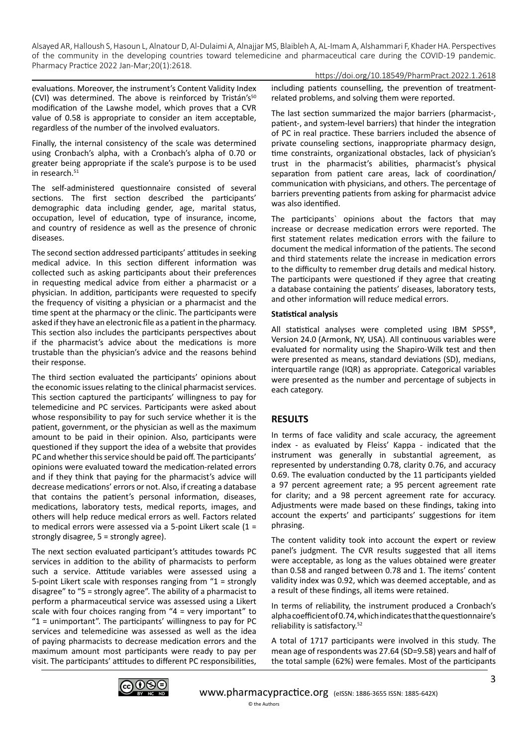evaluations. Moreover, the instrument's Content Validity Index (CVI) was determined. The above is reinforced by Tristán's[50] modification of the Lawshe model, which proves that a CVR value of 0.58 is appropriate to consider an item acceptable, regardless of the number of the involved evaluators.

Finally, the internal consistency of the scale was determined using Cronbach's alpha, with a Cronbach's alpha of 0.70 or greater being appropriate if the scale's purpose is to be used in research.[51]

The self-administered questionnaire consisted of several sections. The first section described the participants' demographic data including gender, age, marital status, occupation, level of education, type of insurance, income, and country of residence as well as the presence of chronic diseases.

The second section addressed participants' attitudes in seeking medical advice. In this section different information was collected such as asking participants about their preferences in requesting medical advice from either a pharmacist or a physician. In addition, participants were requested to specify the frequency of visiting a physician or a pharmacist and the time spent at the pharmacy or the clinic. The participants were asked if they have an electronic file as a patient in the pharmacy. This section also includes the participants perspectives about if the pharmacist's advice about the medications is more trustable than the physician's advice and the reasons behind their response.

The third section evaluated the participants' opinions about the economic issues relating to the clinical pharmacist services. This section captured the participants' willingness to pay for telemedicine and PC services. Participants were asked about whose responsibility to pay for such service whether it is the patient, government, or the physician as well as the maximum amount to be paid in their opinion. Also, participants were questioned if they support the idea of a website that provides PC and whether this service should be paid off. The participants' opinions were evaluated toward the medication-related errors and if they think that paying for the pharmacist's advice will decrease medications' errors or not. Also, if creating a database that contains the patient's personal information, diseases, medications, laboratory tests, medical reports, images, and others will help reduce medical errors as well. Factors related to medical errors were assessed via a 5-point Likert scale (1 = strongly disagree, 5 = strongly agree).

The next section evaluated participant's attitudes towards PC services in addition to the ability of pharmacists to perform such a service. Attitude variables were assessed using a 5-point Likert scale with responses ranging from "1 = strongly disagree" to "5 = strongly agree". The ability of a pharmacist to perform a pharmaceutical service was assessed using a Likert scale with four choices ranging from "4 = very important" to "1 = unimportant". The participants' willingness to pay for PC services and telemedicine was assessed as well as the idea of paying pharmacists to decrease medication errors and the maximum amount most participants were ready to pay per visit. The participants' attitudes to different PC responsibilities, including patients counselling, the prevention of treatment-related problems, and solving them were reported.

The last section summarized the major barriers (pharmacist-, patient-, and system-level barriers) that hinder the integration of PC in real practice. These barriers included the absence of private counseling sections, inappropriate pharmacy design, time constraints, organizational obstacles, lack of physician's trust in the pharmacist's abilities, pharmacist's physical separation from patient care areas, lack of coordination/communication with physicians, and others. The percentage of barriers preventing patients from asking for pharmacist advice was also identified.

The participants` opinions about the factors that may increase or decrease medication errors were reported. The first statement relates medication errors with the failure to document the medical information of the patients. The second and third statements relate the increase in medication errors to the difficulty to remember drug details and medical history. The participants were questioned if they agree that creating a database containing the patients' diseases, laboratory tests, and other information will reduce medical errors.

**Statistical analysis**

All statistical analyses were completed using IBM SPSS®, Version 24.0 (Armonk, NY, USA). All continuous variables were evaluated for normality using the Shapiro-Wilk test and then were presented as means, standard deviations (SD), medians, interquartile range (IQR) as appropriate. Categorical variables were presented as the number and percentage of subjects in each category.

## RESULTS

In terms of face validity and scale accuracy, the agreement index - as evaluated by Fleiss' Kappa - indicated that the instrument was generally in substantial agreement, as represented by understanding 0.78, clarity 0.76, and accuracy 0.69. The evaluation conducted by the 11 participants yielded a 97 percent agreement rate; a 95 percent agreement rate for clarity; and a 98 percent agreement rate for accuracy. Adjustments were made based on these findings, taking into account the experts' and participants' suggestions for item phrasing.

The content validity took into account the expert or review panel's judgment. The CVR results suggested that all items were acceptable, as long as the values obtained were greater than 0.58 and ranged between 0.78 and 1. The items' content validity index was 0.92, which was deemed acceptable, and as a result of these findings, all items were retained.

In terms of reliability, the instrument produced a Cronbach's alpha coefficient of 0.74, which indicates that the questionnaire's reliability is satisfactory.[52]

A total of 1717 participants were involved in this study. The mean age of respondents was 27.64 (SD=9.58) years and half of the total sample (62%) were females. Most of the participants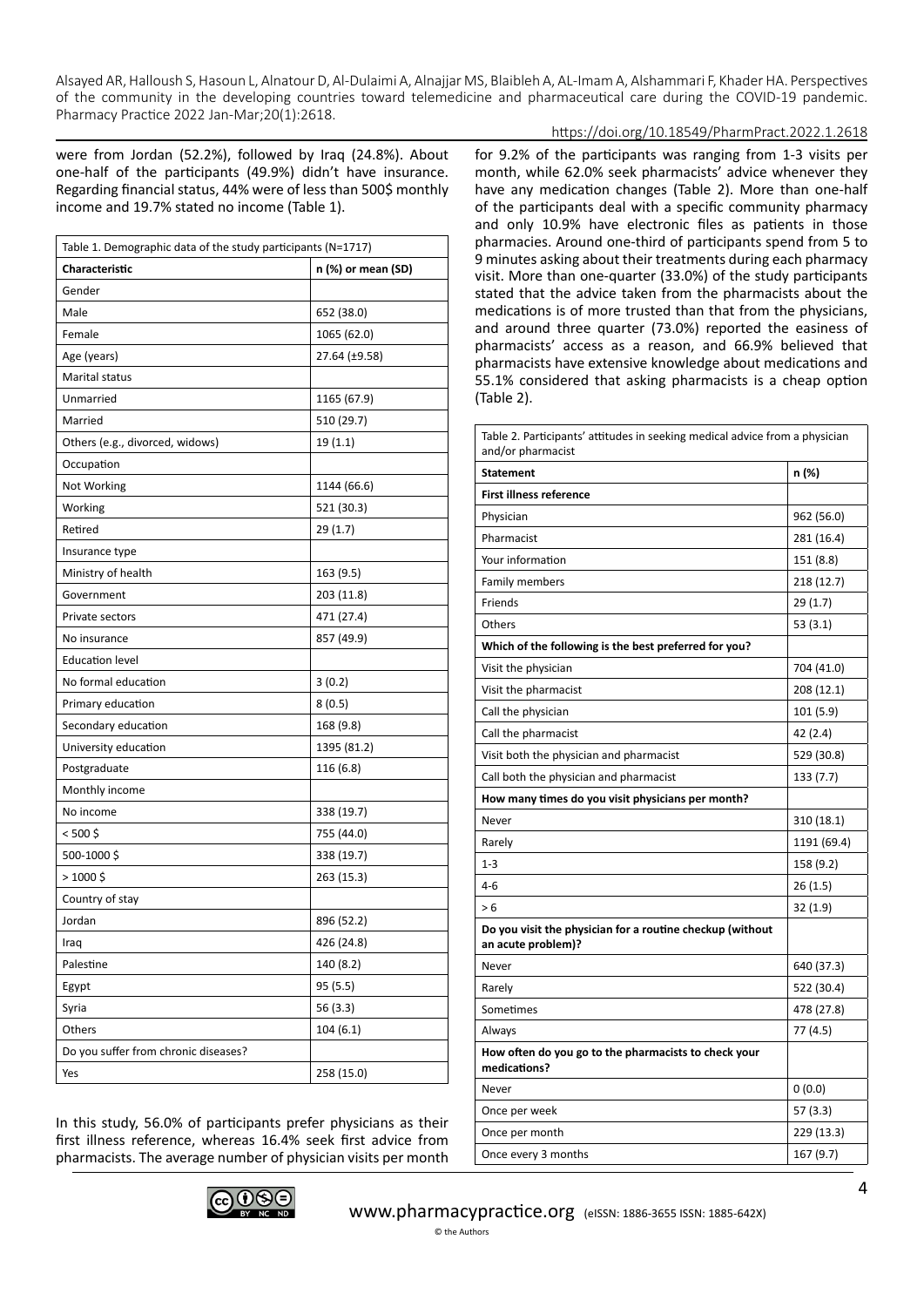were from Jordan (52.2%), followed by Iraq (24.8%). About one-half of the participants (49.9%) didn't have insurance. Regarding financial status, 44% were of less than 500$ monthly income and 19.7% stated no income (Table 1).

| Table 1. Demographic data of the study participants (N=1717) | |
|---|---|
| **Characteristic** | **n (%) or mean (SD)** |
| Gender | |
| Male | 652 (38.0) |
| Female | 1065 (62.0) |
| Age (years) | 27.64 (±9.58) |
| Marital status | |
| Unmarried | 1165 (67.9) |
| Married | 510 (29.7) |
| Others (e.g., divorced, widows) | 19 (1.1) |
| Occupation | |
| Not Working | 1144 (66.6) |
| Working | 521 (30.3) |
| Retired | 29 (1.7) |
| Insurance type | |
| Ministry of health | 163 (9.5) |
| Government | 203 (11.8) |
| Private sectors | 471 (27.4) |
| No insurance | 857 (49.9) |
| Education level | |
| No formal education | 3 (0.2) |
| Primary education | 8 (0.5) |
| Secondary education | 168 (9.8) |
| University education | 1395 (81.2) |
| Postgraduate | 116 (6.8) |
| Monthly income | |
| No income | 338 (19.7) |
| < 500 $ | 755 (44.0) |
| 500-1000 $ | 338 (19.7) |
| > 1000 $ | 263 (15.3) |
| Country of stay | |
| Jordan | 896 (52.2) |
| Iraq | 426 (24.8) |
| Palestine | 140 (8.2) |
| Egypt | 95 (5.5) |
| Syria | 56 (3.3) |
| Others | 104 (6.1) |
| Do you suffer from chronic diseases? | |
| Yes | 258 (15.0) |

In this study, 56.0% of participants prefer physicians as their first illness reference, whereas 16.4% seek first advice from pharmacists. The average number of physician visits per month for 9.2% of the participants was ranging from 1-3 visits per month, while 62.0% seek pharmacists' advice whenever they have any medication changes (Table 2). More than one-half of the participants deal with a specific community pharmacy and only 10.9% have electronic files as patients in those pharmacies. Around one-third of participants spend from 5 to 9 minutes asking about their treatments during each pharmacy visit. More than one-quarter (33.0%) of the study participants stated that the advice taken from the pharmacists about the medications is of more trusted than that from the physicians, and around three quarter (73.0%) reported the easiness of pharmacists' access as a reason, and 66.9% believed that pharmacists have extensive knowledge about medications and 55.1% considered that asking pharmacists is a cheap option (Table 2).

| Table 2. Participants' attitudes in seeking medical advice from a physician and/or pharmacist | |
|---|---|
| **Statement** | **n (%)** |
| **First illness reference** | |
| Physician | 962 (56.0) |
| Pharmacist | 281 (16.4) |
| Your information | 151 (8.8) |
| Family members | 218 (12.7) |
| Friends | 29 (1.7) |
| Others | 53 (3.1) |
| **Which of the following is the best preferred for you?** | |
| Visit the physician | 704 (41.0) |
| Visit the pharmacist | 208 (12.1) |
| Call the physician | 101 (5.9) |
| Call the pharmacist | 42 (2.4) |
| Visit both the physician and pharmacist | 529 (30.8) |
| Call both the physician and pharmacist | 133 (7.7) |
| **How many times do you visit physicians per month?** | |
| Never | 310 (18.1) |
| Rarely | 1191 (69.4) |
| 1-3 | 158 (9.2) |
| 4-6 | 26 (1.5) |
| > 6 | 32 (1.9) |
| **Do you visit the physician for a routine checkup (without an acute problem)?** | |
| Never | 640 (37.3) |
| Rarely | 522 (30.4) |
| Sometimes | 478 (27.8) |
| Always | 77 (4.5) |
| **How often do you go to the pharmacists to check your medications?** | |
| Never | 0 (0.0) |
| Once per week | 57 (3.3) |
| Once per month | 229 (13.3) |
| Once every 3 months | 167 (9.7) |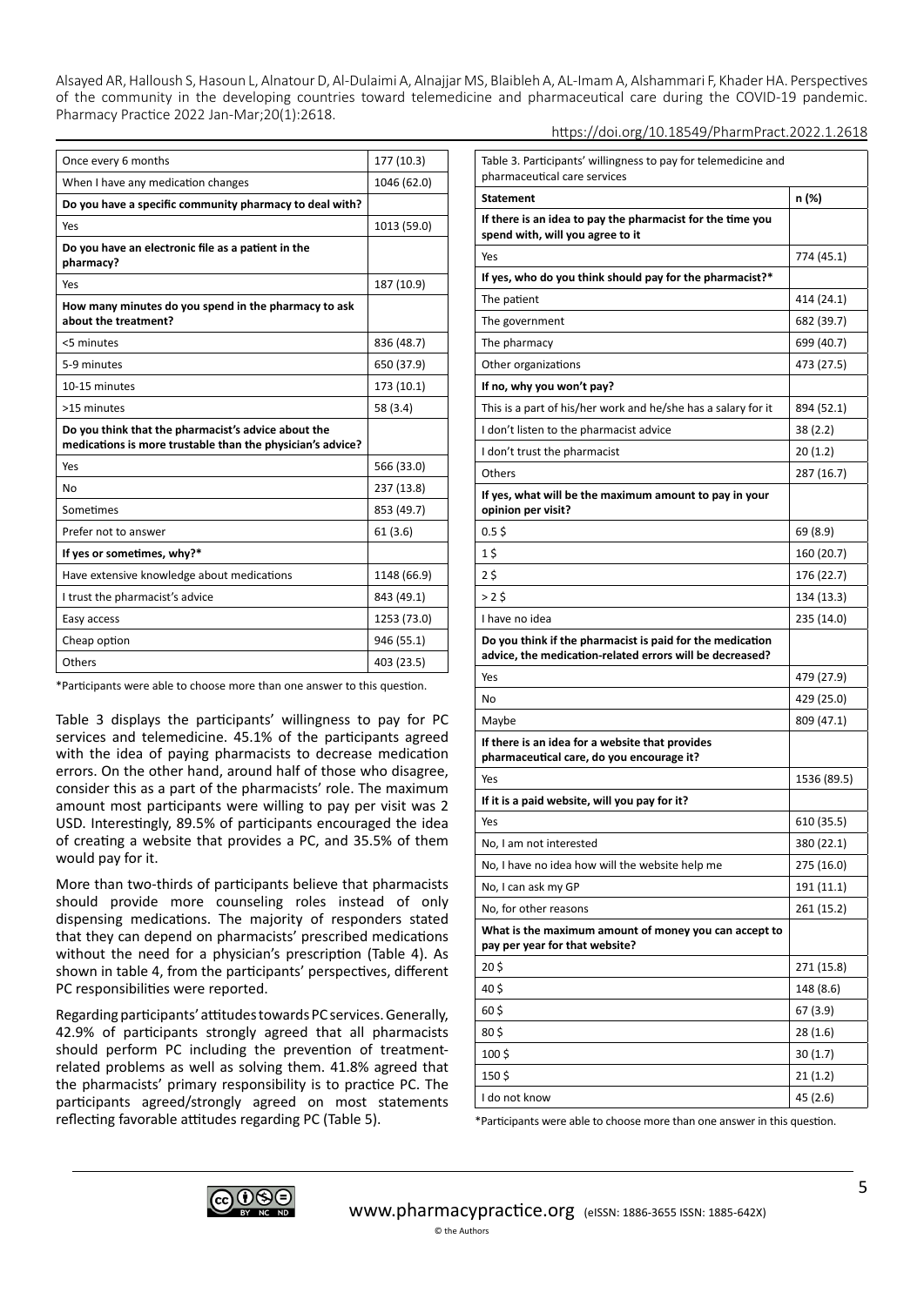| | |
|---|---|
| Once every 6 months | 177 (10.3) |
| When I have any medication changes | 1046 (62.0) |
| **Do you have a specific community pharmacy to deal with?** | |
| Yes | 1013 (59.0) |
| **Do you have an electronic file as a patient in the pharmacy?** | |
| Yes | 187 (10.9) |
| **How many minutes do you spend in the pharmacy to ask about the treatment?** | |
| <5 minutes | 836 (48.7) |
| 5-9 minutes | 650 (37.9) |
| 10-15 minutes | 173 (10.1) |
| >15 minutes | 58 (3.4) |
| **Do you think that the pharmacist's advice about the medications is more trustable than the physician's advice?** | |
| Yes | 566 (33.0) |
| No | 237 (13.8) |
| Sometimes | 853 (49.7) |
| Prefer not to answer | 61 (3.6) |
| **If yes or sometimes, why?*** | |
| Have extensive knowledge about medications | 1148 (66.9) |
| I trust the pharmacist's advice | 843 (49.1) |
| Easy access | 1253 (73.0) |
| Cheap option | 946 (55.1) |
| Others | 403 (23.5) |

*Participants were able to choose more than one answer to this question.

Table 3 displays the participants' willingness to pay for PC services and telemedicine. 45.1% of the participants agreed with the idea of paying pharmacists to decrease medication errors. On the other hand, around half of those who disagree, consider this as a part of the pharmacists' role. The maximum amount most participants were willing to pay per visit was 2 USD. Interestingly, 89.5% of participants encouraged the idea of creating a website that provides a PC, and 35.5% of them would pay for it.

More than two-thirds of participants believe that pharmacists should provide more counseling roles instead of only dispensing medications. The majority of responders stated that they can depend on pharmacists' prescribed medications without the need for a physician's prescription (Table 4). As shown in table 4, from the participants' perspectives, different PC responsibilities were reported.

Regarding participants' attitudes towards PC services. Generally, 42.9% of participants strongly agreed that all pharmacists should perform PC including the prevention of treatment-related problems as well as solving them. 41.8% agreed that the pharmacists' primary responsibility is to practice PC. The participants agreed/strongly agreed on most statements reflecting favorable attitudes regarding PC (Table 5).

Table 3. Participants' willingness to pay for telemedicine and pharmaceutical care services

| Statement | n (%) |
|---|---|
| **If there is an idea to pay the pharmacist for the time you spend with, will you agree to it** | |
| Yes | 774 (45.1) |
| **If yes, who do you think should pay for the pharmacist?*** | |
| The patient | 414 (24.1) |
| The government | 682 (39.7) |
| The pharmacy | 699 (40.7) |
| Other organizations | 473 (27.5) |
| **If no, why you won't pay?** | |
| This is a part of his/her work and he/she has a salary for it | 894 (52.1) |
| I don't listen to the pharmacist advice | 38 (2.2) |
| I don't trust the pharmacist | 20 (1.2) |
| Others | 287 (16.7) |
| **If yes, what will be the maximum amount to pay in your opinion per visit?** | |
| 0.5 $ | 69 (8.9) |
| 1 $ | 160 (20.7) |
| 2 $ | 176 (22.7) |
| > 2 $ | 134 (13.3) |
| I have no idea | 235 (14.0) |
| **Do you think if the pharmacist is paid for the medication advice, the medication-related errors will be decreased?** | |
| Yes | 479 (27.9) |
| No | 429 (25.0) |
| Maybe | 809 (47.1) |
| **If there is an idea for a website that provides pharmaceutical care, do you encourage it?** | |
| Yes | 1536 (89.5) |
| **If it is a paid website, will you pay for it?** | |
| Yes | 610 (35.5) |
| No, I am not interested | 380 (22.1) |
| No, I have no idea how will the website help me | 275 (16.0) |
| No, I can ask my GP | 191 (11.1) |
| No, for other reasons | 261 (15.2) |
| **What is the maximum amount of money you can accept to pay per year for that website?** | |
| 20 $ | 271 (15.8) |
| 40 $ | 148 (8.6) |
| 60 $ | 67 (3.9) |
| 80 $ | 28 (1.6) |
| 100 $ | 30 (1.7) |
| 150 $ | 21 (1.2) |
| I do not know | 45 (2.6) |

*Participants were able to choose more than one answer in this question.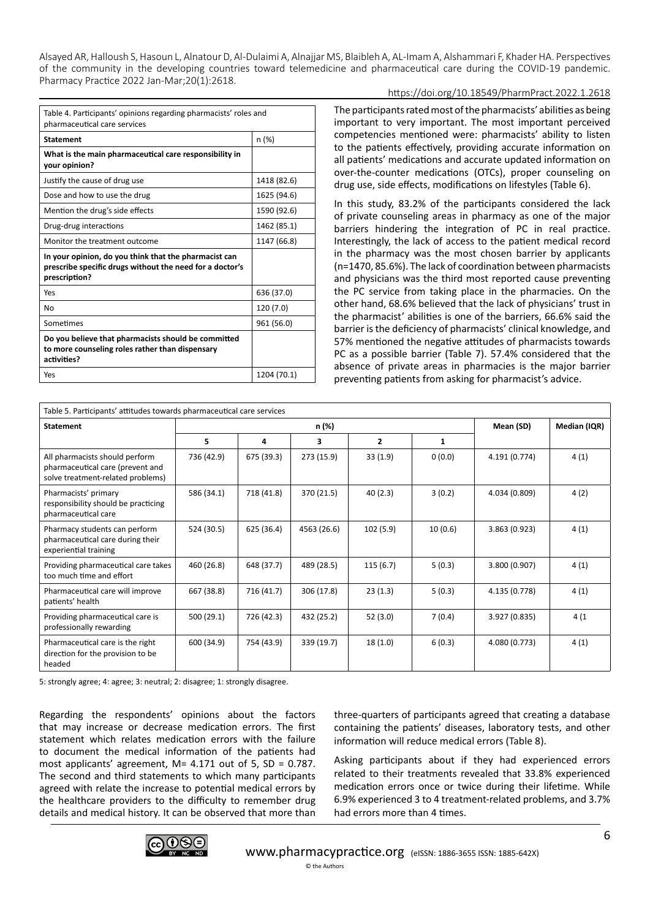| Table 4. Participants' opinions regarding pharmacists' roles and pharmaceutical care services | |
|---|---|
| **Statement** | n (%) |
| **What is the main pharmaceutical care responsibility in your opinion?** | |
| Justify the cause of drug use | 1418 (82.6) |
| Dose and how to use the drug | 1625 (94.6) |
| Mention the drug's side effects | 1590 (92.6) |
| Drug-drug interactions | 1462 (85.1) |
| Monitor the treatment outcome | 1147 (66.8) |
| **In your opinion, do you think that the pharmacist can prescribe specific drugs without the need for a doctor's prescription?** | |
| Yes | 636 (37.0) |
| No | 120 (7.0) |
| Sometimes | 961 (56.0) |
| **Do you believe that pharmacists should be committed to more counseling roles rather than dispensary activities?** | |
| Yes | 1204 (70.1) |

The participants rated most of the pharmacists' abilities as being important to very important. The most important perceived competencies mentioned were: pharmacists' ability to listen to the patients effectively, providing accurate information on all patients' medications and accurate updated information on over-the-counter medications (OTCs), proper counseling on drug use, side effects, modifications on lifestyles (Table 6).

In this study, 83.2% of the participants considered the lack of private counseling areas in pharmacy as one of the major barriers hindering the integration of PC in real practice. Interestingly, the lack of access to the patient medical record in the pharmacy was the most chosen barrier by applicants (n=1470, 85.6%). The lack of coordination between pharmacists and physicians was the third most reported cause preventing the PC service from taking place in the pharmacies. On the other hand, 68.6% believed that the lack of physicians' trust in the pharmacist' abilities is one of the barriers, 66.6% said the barrier is the deficiency of pharmacists' clinical knowledge, and 57% mentioned the negative attitudes of pharmacists towards PC as a possible barrier (Table 7). 57.4% considered that the absence of private areas in pharmacies is the major barrier preventing patients from asking for pharmacist's advice.

| Table 5. Participants' attitudes towards pharmaceutical care services | | | | | | | |
|---|---|---|---|---|---|---|---|
| **Statement** | n (%) | | | | | **Mean (SD)** | **Median (IQR)** |
| | **5** | **4** | **3** | **2** | **1** | | |
| All pharmacists should perform pharmaceutical care (prevent and solve treatment-related problems) | 736 (42.9) | 675 (39.3) | 273 (15.9) | 33 (1.9) | 0 (0.0) | 4.191 (0.774) | 4 (1) |
| Pharmacists' primary responsibility should be practicing pharmaceutical care | 586 (34.1) | 718 (41.8) | 370 (21.5) | 40 (2.3) | 3 (0.2) | 4.034 (0.809) | 4 (2) |
| Pharmacy students can perform pharmaceutical care during their experiential training | 524 (30.5) | 625 (36.4) | 4563 (26.6) | 102 (5.9) | 10 (0.6) | 3.863 (0.923) | 4 (1) |
| Providing pharmaceutical care takes too much time and effort | 460 (26.8) | 648 (37.7) | 489 (28.5) | 115 (6.7) | 5 (0.3) | 3.800 (0.907) | 4 (1) |
| Pharmaceutical care will improve patients' health | 667 (38.8) | 716 (41.7) | 306 (17.8) | 23 (1.3) | 5 (0.3) | 4.135 (0.778) | 4 (1) |
| Providing pharmaceutical care is professionally rewarding | 500 (29.1) | 726 (42.3) | 432 (25.2) | 52 (3.0) | 7 (0.4) | 3.927 (0.835) | 4 (1 |
| Pharmaceutical care is the right direction for the provision to be headed | 600 (34.9) | 754 (43.9) | 339 (19.7) | 18 (1.0) | 6 (0.3) | 4.080 (0.773) | 4 (1) |

5: strongly agree; 4: agree; 3: neutral; 2: disagree; 1: strongly disagree.

Regarding the respondents' opinions about the factors that may increase or decrease medication errors. The first statement which relates medication errors with the failure to document the medical information of the patients had most applicants' agreement, M= 4.171 out of 5, SD = 0.787. The second and third statements to which many participants agreed with relate the increase to potential medical errors by the healthcare providers to the difficulty to remember drug details and medical history. It can be observed that more than three-quarters of participants agreed that creating a database containing the patients' diseases, laboratory tests, and other information will reduce medical errors (Table 8).

Asking participants about if they had experienced errors related to their treatments revealed that 33.8% experienced medication errors once or twice during their lifetime. While 6.9% experienced 3 to 4 treatment-related problems, and 3.7% had errors more than 4 times.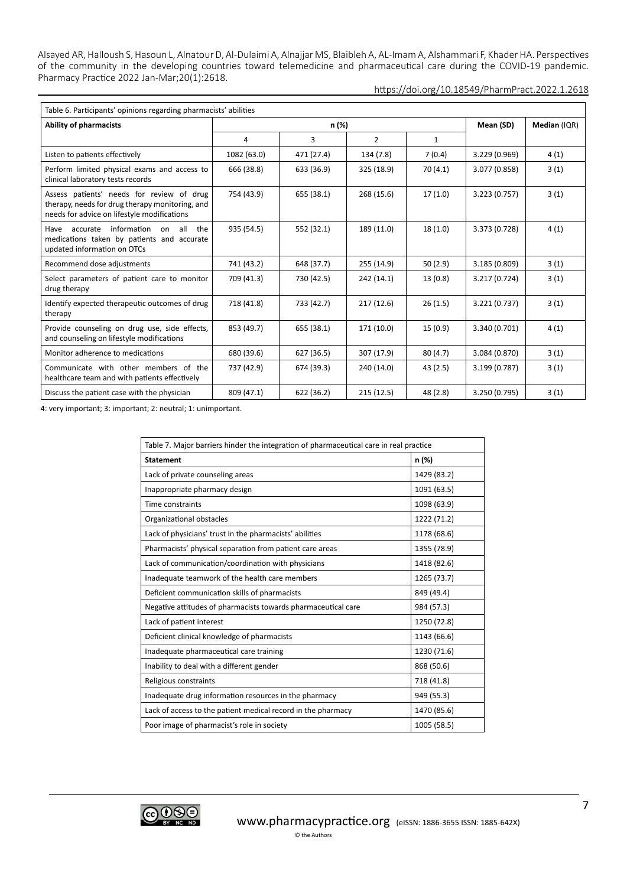Table 6. Participants' opinions regarding pharmacists' abilities

| Ability of pharmacists | n (%) | | | | Mean (SD) | Median (IQR) |
|---|---|---|---|---|---|---|
| | 4 | 3 | 2 | 1 | | |
| Listen to patients effectively | 1082 (63.0) | 471 (27.4) | 134 (7.8) | 7 (0.4) | 3.229 (0.969) | 4 (1) |
| Perform limited physical exams and access to clinical laboratory tests records | 666 (38.8) | 633 (36.9) | 325 (18.9) | 70 (4.1) | 3.077 (0.858) | 3 (1) |
| Assess patients' needs for review of drug therapy, needs for drug therapy monitoring, and needs for advice on lifestyle modifications | 754 (43.9) | 655 (38.1) | 268 (15.6) | 17 (1.0) | 3.223 (0.757) | 3 (1) |
| Have accurate information on all the medications taken by patients and accurate updated information on OTCs | 935 (54.5) | 552 (32.1) | 189 (11.0) | 18 (1.0) | 3.373 (0.728) | 4 (1) |
| Recommend dose adjustments | 741 (43.2) | 648 (37.7) | 255 (14.9) | 50 (2.9) | 3.185 (0.809) | 3 (1) |
| Select parameters of patient care to monitor drug therapy | 709 (41.3) | 730 (42.5) | 242 (14.1) | 13 (0.8) | 3.217 (0.724) | 3 (1) |
| Identify expected therapeutic outcomes of drug therapy | 718 (41.8) | 733 (42.7) | 217 (12.6) | 26 (1.5) | 3.221 (0.737) | 3 (1) |
| Provide counseling on drug use, side effects, and counseling on lifestyle modifications | 853 (49.7) | 655 (38.1) | 171 (10.0) | 15 (0.9) | 3.340 (0.701) | 4 (1) |
| Monitor adherence to medications | 680 (39.6) | 627 (36.5) | 307 (17.9) | 80 (4.7) | 3.084 (0.870) | 3 (1) |
| Communicate with other members of the healthcare team and with patients effectively | 737 (42.9) | 674 (39.3) | 240 (14.0) | 43 (2.5) | 3.199 (0.787) | 3 (1) |
| Discuss the patient case with the physician | 809 (47.1) | 622 (36.2) | 215 (12.5) | 48 (2.8) | 3.250 (0.795) | 3 (1) |

4: very important; 3: important; 2: neutral; 1: unimportant.

Table 7. Major barriers hinder the integration of pharmaceutical care in real practice

| Statement | n (%) |
|---|---|
| Lack of private counseling areas | 1429 (83.2) |
| Inappropriate pharmacy design | 1091 (63.5) |
| Time constraints | 1098 (63.9) |
| Organizational obstacles | 1222 (71.2) |
| Lack of physicians' trust in the pharmacists' abilities | 1178 (68.6) |
| Pharmacists' physical separation from patient care areas | 1355 (78.9) |
| Lack of communication/coordination with physicians | 1418 (82.6) |
| Inadequate teamwork of the health care members | 1265 (73.7) |
| Deficient communication skills of pharmacists | 849 (49.4) |
| Negative attitudes of pharmacists towards pharmaceutical care | 984 (57.3) |
| Lack of patient interest | 1250 (72.8) |
| Deficient clinical knowledge of pharmacists | 1143 (66.6) |
| Inadequate pharmaceutical care training | 1230 (71.6) |
| Inability to deal with a different gender | 868 (50.6) |
| Religious constraints | 718 (41.8) |
| Inadequate drug information resources in the pharmacy | 949 (55.3) |
| Lack of access to the patient medical record in the pharmacy | 1470 (85.6) |
| Poor image of pharmacist's role in society | 1005 (58.5) |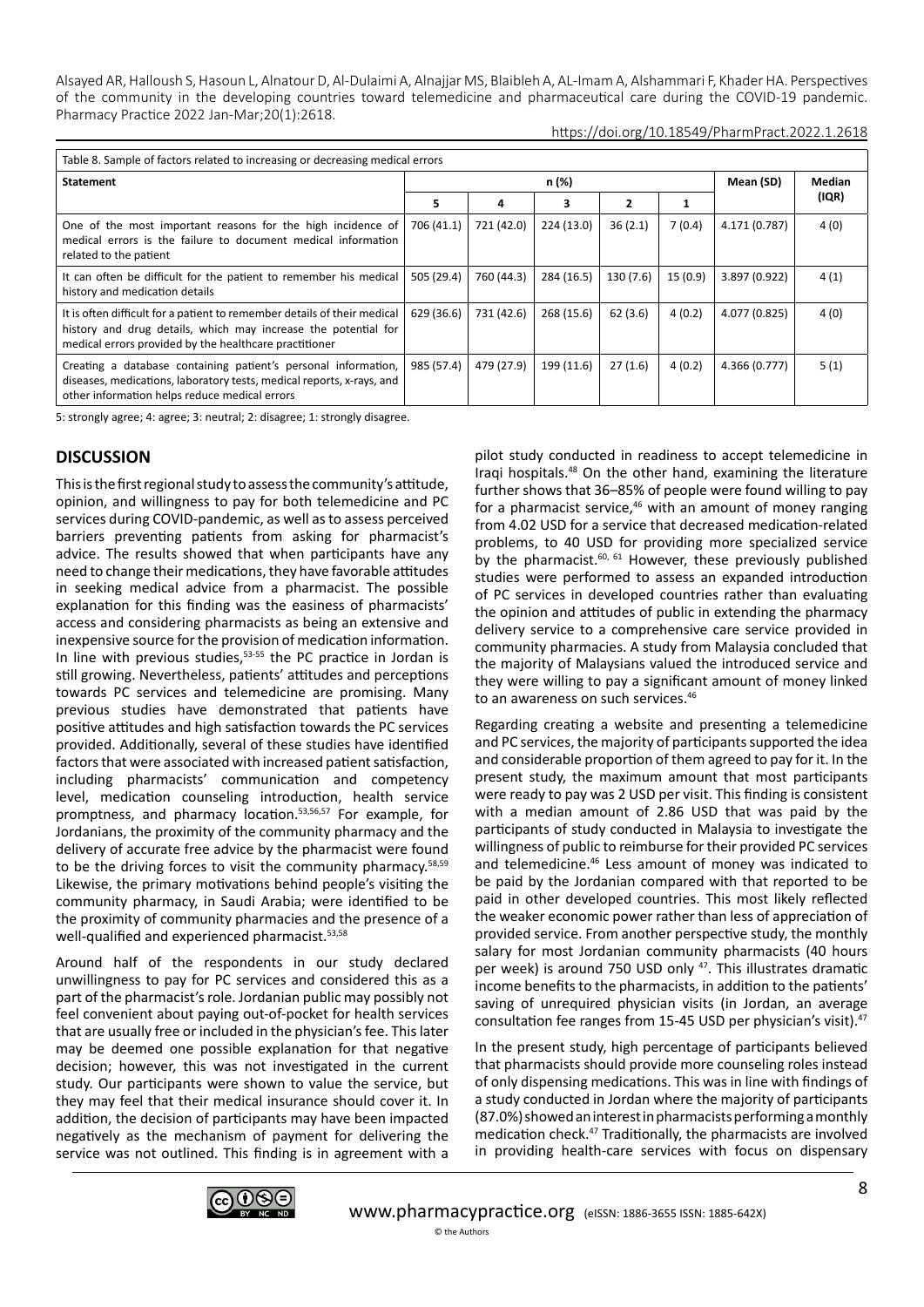Table 8. Sample of factors related to increasing or decreasing medical errors

| Statement | n (%) | | | | | Mean (SD) | Median (IQR) |
|---|---|---|---|---|---|---|---|
| | 5 | 4 | 3 | 2 | 1 | | |
| One of the most important reasons for the high incidence of medical errors is the failure to document medical information related to the patient | 706 (41.1) | 721 (42.0) | 224 (13.0) | 36 (2.1) | 7 (0.4) | 4.171 (0.787) | 4 (0) |
| It can often be difficult for the patient to remember his medical history and medication details | 505 (29.4) | 760 (44.3) | 284 (16.5) | 130 (7.6) | 15 (0.9) | 3.897 (0.922) | 4 (1) |
| It is often difficult for a patient to remember details of their medical history and drug details, which may increase the potential for medical errors provided by the healthcare practitioner | 629 (36.6) | 731 (42.6) | 268 (15.6) | 62 (3.6) | 4 (0.2) | 4.077 (0.825) | 4 (0) |
| Creating a database containing patient's personal information, diseases, medications, laboratory tests, medical reports, x-rays, and other information helps reduce medical errors | 985 (57.4) | 479 (27.9) | 199 (11.6) | 27 (1.6) | 4 (0.2) | 4.366 (0.777) | 5 (1) |

5: strongly agree; 4: agree; 3: neutral; 2: disagree; 1: strongly disagree.

## DISCUSSION

This is the first regional study to assess the community's attitude, opinion, and willingness to pay for both telemedicine and PC services during COVID-pandemic, as well as to assess perceived barriers preventing patients from asking for pharmacist's advice. The results showed that when participants have any need to change their medications, they have favorable attitudes in seeking medical advice from a pharmacist. The possible explanation for this finding was the easiness of pharmacists' access and considering pharmacists as being an extensive and inexpensive source for the provision of medication information. In line with previous studies,[53-55] the PC practice in Jordan is still growing. Nevertheless, patients' attitudes and perceptions towards PC services and telemedicine are promising. Many previous studies have demonstrated that patients have positive attitudes and high satisfaction towards the PC services provided. Additionally, several of these studies have identified factors that were associated with increased patient satisfaction, including pharmacists' communication and competency level, medication counseling introduction, health service promptness, and pharmacy location.[53,56,57] For example, for Jordanians, the proximity of the community pharmacy and the delivery of accurate free advice by the pharmacist were found to be the driving forces to visit the community pharmacy.[58,59] Likewise, the primary motivations behind people's visiting the community pharmacy, in Saudi Arabia; were identified to be the proximity of community pharmacies and the presence of a well-qualified and experienced pharmacist.[53,58]

Around half of the respondents in our study declared unwillingness to pay for PC services and considered this as a part of the pharmacist's role. Jordanian public may possibly not feel convenient about paying out-of-pocket for health services that are usually free or included in the physician's fee. This later may be deemed one possible explanation for that negative decision; however, this was not investigated in the current study. Our participants were shown to value the service, but they may feel that their medical insurance should cover it. In addition, the decision of participants may have been impacted negatively as the mechanism of payment for delivering the service was not outlined. This finding is in agreement with a pilot study conducted in readiness to accept telemedicine in Iraqi hospitals.[48] On the other hand, examining the literature further shows that 36–85% of people were found willing to pay for a pharmacist service,[46] with an amount of money ranging from 4.02 USD for a service that decreased medication-related problems, to 40 USD for providing more specialized service by the pharmacist.[60,61] However, these previously published studies were performed to assess an expanded introduction of PC services in developed countries rather than evaluating the opinion and attitudes of public in extending the pharmacy delivery service to a comprehensive care service provided in community pharmacies. A study from Malaysia concluded that the majority of Malaysians valued the introduced service and they were willing to pay a significant amount of money linked to an awareness on such services.[46]

Regarding creating a website and presenting a telemedicine and PC services, the majority of participants supported the idea and considerable proportion of them agreed to pay for it. In the present study, the maximum amount that most participants were ready to pay was 2 USD per visit. This finding is consistent with a median amount of 2.86 USD that was paid by the participants of study conducted in Malaysia to investigate the willingness of public to reimburse for their provided PC services and telemedicine.[46] Less amount of money was indicated to be paid by the Jordanian compared with that reported to be paid in other developed countries. This most likely reflected the weaker economic power rather than less of appreciation of provided service. From another perspective study, the monthly salary for most Jordanian community pharmacists (40 hours per week) is around 750 USD only [47]. This illustrates dramatic income benefits to the pharmacists, in addition to the patients' saving of unrequired physician visits (in Jordan, an average consultation fee ranges from 15-45 USD per physician's visit).[47]

In the present study, high percentage of participants believed that pharmacists should provide more counseling roles instead of only dispensing medications. This was in line with findings of a study conducted in Jordan where the majority of participants (87.0%) showed an interest in pharmacists performing a monthly medication check.[47] Traditionally, the pharmacists are involved in providing health-care services with focus on dispensary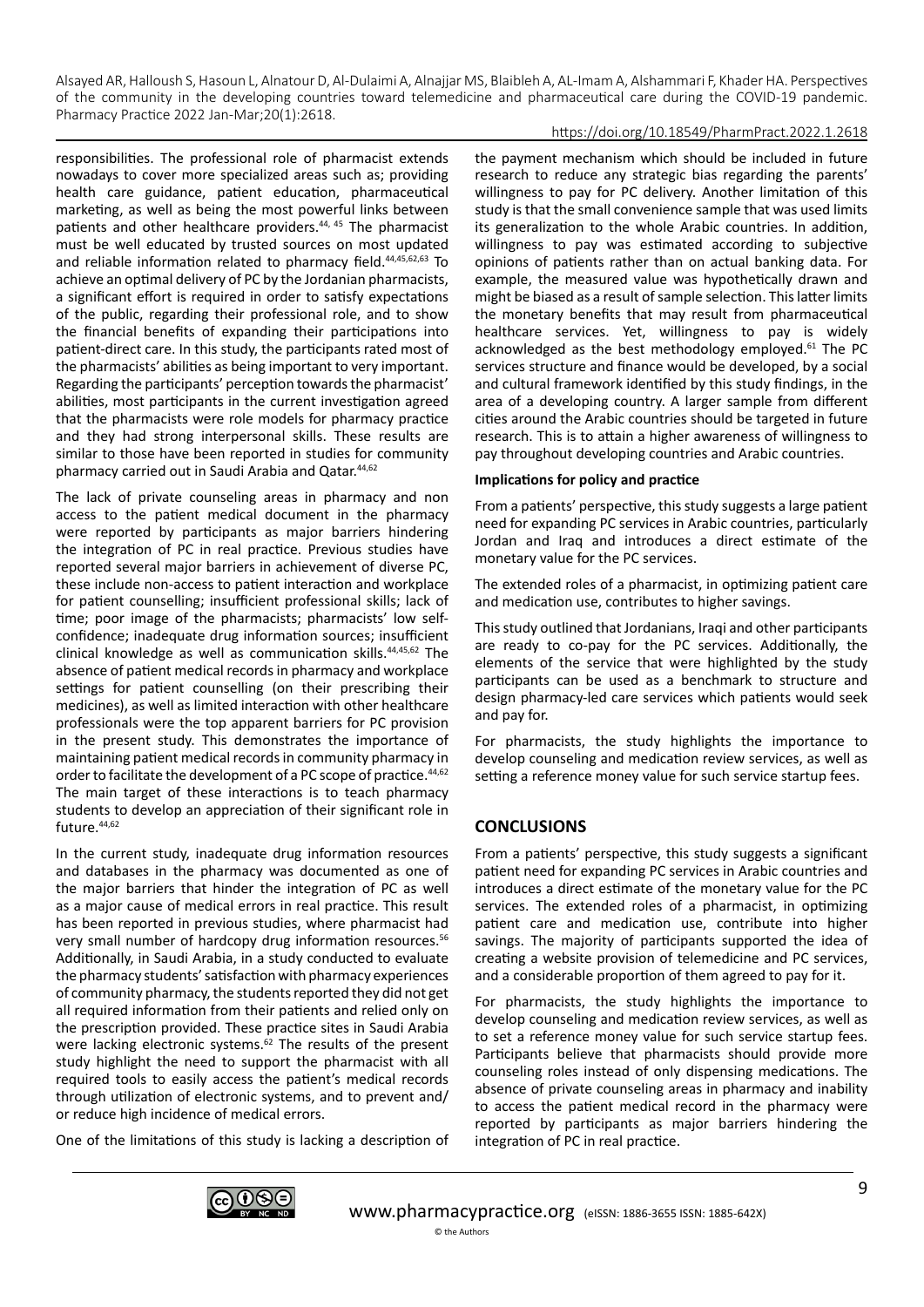responsibilities. The professional role of pharmacist extends nowadays to cover more specialized areas such as; providing health care guidance, patient education, pharmaceutical marketing, as well as being the most powerful links between patients and other healthcare providers.[44, 45] The pharmacist must be well educated by trusted sources on most updated and reliable information related to pharmacy field.[44,45,62,63] To achieve an optimal delivery of PC by the Jordanian pharmacists, a significant effort is required in order to satisfy expectations of the public, regarding their professional role, and to show the financial benefits of expanding their participations into patient-direct care. In this study, the participants rated most of the pharmacists' abilities as being important to very important. Regarding the participants' perception towards the pharmacist' abilities, most participants in the current investigation agreed that the pharmacists were role models for pharmacy practice and they had strong interpersonal skills. These results are similar to those have been reported in studies for community pharmacy carried out in Saudi Arabia and Qatar.[44,62]

The lack of private counseling areas in pharmacy and non access to the patient medical document in the pharmacy were reported by participants as major barriers hindering the integration of PC in real practice. Previous studies have reported several major barriers in achievement of diverse PC, these include non-access to patient interaction and workplace for patient counselling; insufficient professional skills; lack of time; poor image of the pharmacists; pharmacists' low self-confidence; inadequate drug information sources; insufficient clinical knowledge as well as communication skills.[44,45,62] The absence of patient medical records in pharmacy and workplace settings for patient counselling (on their prescribing their medicines), as well as limited interaction with other healthcare professionals were the top apparent barriers for PC provision in the present study. This demonstrates the importance of maintaining patient medical records in community pharmacy in order to facilitate the development of a PC scope of practice.[44,62] The main target of these interactions is to teach pharmacy students to develop an appreciation of their significant role in future.[44,62]

In the current study, inadequate drug information resources and databases in the pharmacy was documented as one of the major barriers that hinder the integration of PC as well as a major cause of medical errors in real practice. This result has been reported in previous studies, where pharmacist had very small number of hardcopy drug information resources.[56] Additionally, in Saudi Arabia, in a study conducted to evaluate the pharmacy students' satisfaction with pharmacy experiences of community pharmacy, the students reported they did not get all required information from their patients and relied only on the prescription provided. These practice sites in Saudi Arabia were lacking electronic systems.[62] The results of the present study highlight the need to support the pharmacist with all required tools to easily access the patient's medical records through utilization of electronic systems, and to prevent and/or reduce high incidence of medical errors.

One of the limitations of this study is lacking a description of the payment mechanism which should be included in future research to reduce any strategic bias regarding the parents' willingness to pay for PC delivery. Another limitation of this study is that the small convenience sample that was used limits its generalization to the whole Arabic countries. In addition, willingness to pay was estimated according to subjective opinions of patients rather than on actual banking data. For example, the measured value was hypothetically drawn and might be biased as a result of sample selection. This latter limits the monetary benefits that may result from pharmaceutical healthcare services. Yet, willingness to pay is widely acknowledged as the best methodology employed.[61] The PC services structure and finance would be developed, by a social and cultural framework identified by this study findings, in the area of a developing country. A larger sample from different cities around the Arabic countries should be targeted in future research. This is to attain a higher awareness of willingness to pay throughout developing countries and Arabic countries.

**Implications for policy and practice**

From a patients' perspective, this study suggests a large patient need for expanding PC services in Arabic countries, particularly Jordan and Iraq and introduces a direct estimate of the monetary value for the PC services.

The extended roles of a pharmacist, in optimizing patient care and medication use, contributes to higher savings.

This study outlined that Jordanians, Iraqi and other participants are ready to co-pay for the PC services. Additionally, the elements of the service that were highlighted by the study participants can be used as a benchmark to structure and design pharmacy-led care services which patients would seek and pay for.

For pharmacists, the study highlights the importance to develop counseling and medication review services, as well as setting a reference money value for such service startup fees.

## CONCLUSIONS

From a patients' perspective, this study suggests a significant patient need for expanding PC services in Arabic countries and introduces a direct estimate of the monetary value for the PC services. The extended roles of a pharmacist, in optimizing patient care and medication use, contribute into higher savings. The majority of participants supported the idea of creating a website provision of telemedicine and PC services, and a considerable proportion of them agreed to pay for it.

For pharmacists, the study highlights the importance to develop counseling and medication review services, as well as to set a reference money value for such service startup fees. Participants believe that pharmacists should provide more counseling roles instead of only dispensing medications. The absence of private counseling areas in pharmacy and inability to access the patient medical record in the pharmacy were reported by participants as major barriers hindering the integration of PC in real practice.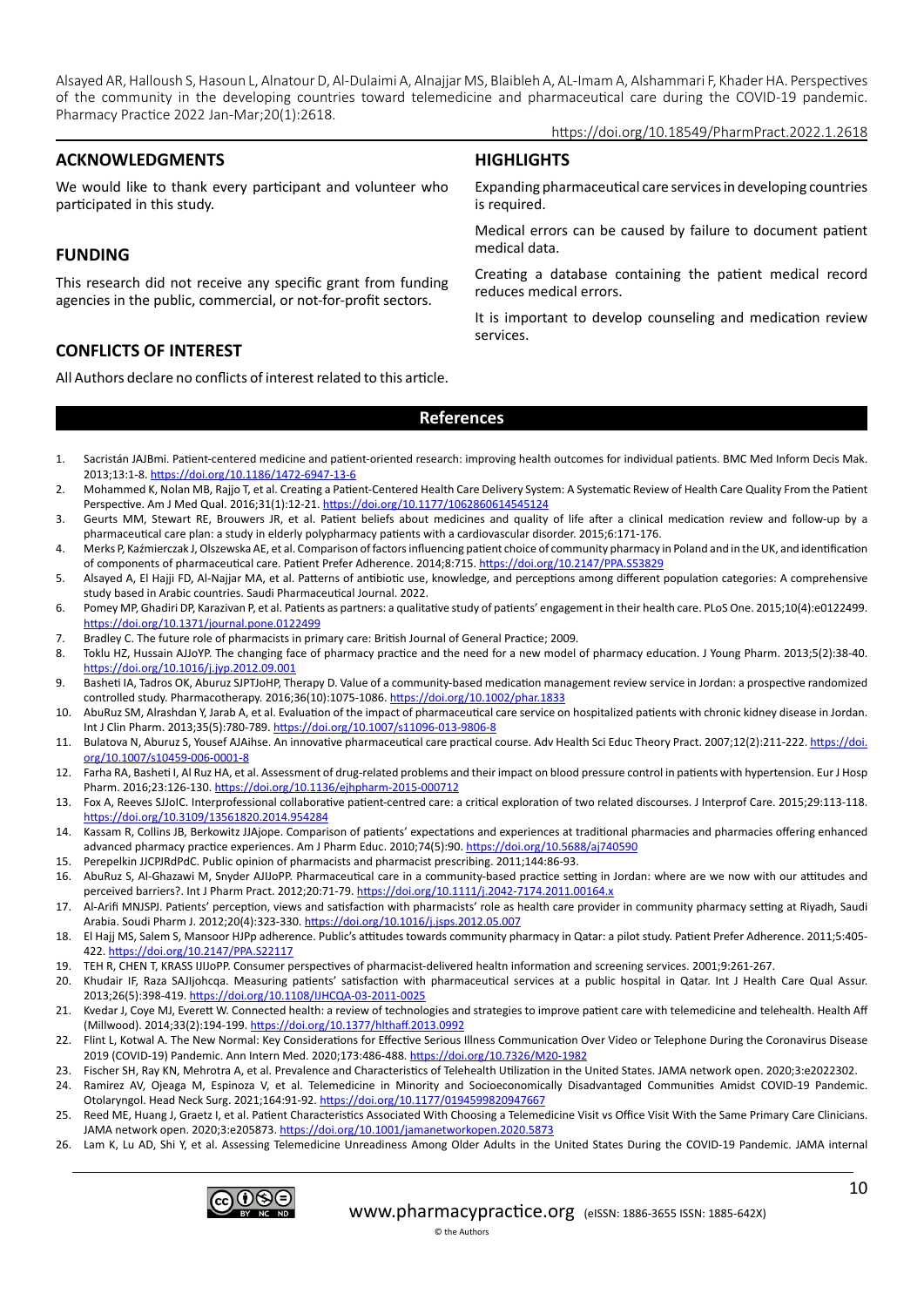## ACKNOWLEDGMENTS

We would like to thank every participant and volunteer who participated in this study.

## FUNDING

This research did not receive any specific grant from funding agencies in the public, commercial, or not-for-profit sectors.

## CONFLICTS OF INTEREST

All Authors declare no conflicts of interest related to this article.

## HIGHLIGHTS

Expanding pharmaceutical care services in developing countries is required.

Medical errors can be caused by failure to document patient medical data.

Creating a database containing the patient medical record reduces medical errors.

It is important to develop counseling and medication review services.

## References

1. Sacristán JAJBmi. Patient-centered medicine and patient-oriented research: improving health outcomes for individual patients. BMC Med Inform Decis Mak. 2013;13:1-8. https://doi.org/10.1186/1472-6947-13-6
2. Mohammed K, Nolan MB, Rajjo T, et al. Creating a Patient-Centered Health Care Delivery System: A Systematic Review of Health Care Quality From the Patient Perspective. Am J Med Qual. 2016;31(1):12-21. https://doi.org/10.1177/1062860614545124
3. Geurts MM, Stewart RE, Brouwers JR, et al. Patient beliefs about medicines and quality of life after a clinical medication review and follow-up by a pharmaceutical care plan: a study in elderly polypharmacy patients with a cardiovascular disorder. 2015;6:171-176.
4. Merks P, Kaźmierczak J, Olszewska AE, et al. Comparison of factors influencing patient choice of community pharmacy in Poland and in the UK, and identification of components of pharmaceutical care. Patient Prefer Adherence. 2014;8:715. https://doi.org/10.2147/PPA.S53829
5. Alsayed A, El Hajji FD, Al-Najjar MA, et al. Patterns of antibiotic use, knowledge, and perceptions among different population categories: A comprehensive study based in Arabic countries. Saudi Pharmaceutical Journal. 2022.
6. Pomey MP, Ghadiri DP, Karazivan P, et al. Patients as partners: a qualitative study of patients' engagement in their health care. PLoS One. 2015;10(4):e0122499. https://doi.org/10.1371/journal.pone.0122499
7. Bradley C. The future role of pharmacists in primary care: British Journal of General Practice; 2009.
8. Toklu HZ, Hussain AJJoYP. The changing face of pharmacy practice and the need for a new model of pharmacy education. J Young Pharm. 2013;5(2):38-40. https://doi.org/10.1016/j.jyp.2012.09.001
9. Basheti IA, Tadros OK, Aburuz SJPTJoHP, Therapy D. Value of a community-based medication management review service in Jordan: a prospective randomized controlled study. Pharmacotherapy. 2016;36(10):1075-1086. https://doi.org/10.1002/phar.1833
10. AbuRuz SM, Alrashdan Y, Jarab A, et al. Evaluation of the impact of pharmaceutical care service on hospitalized patients with chronic kidney disease in Jordan. Int J Clin Pharm. 2013;35(5):780-789. https://doi.org/10.1007/s11096-013-9806-8
11. Bulatova N, Aburuz S, Yousef AJAihse. An innovative pharmaceutical care practical course. Adv Health Sci Educ Theory Pract. 2007;12(2):211-222. https://doi.org/10.1007/s10459-006-0001-8
12. Farha RA, Basheti I, Al Ruz HA, et al. Assessment of drug-related problems and their impact on blood pressure control in patients with hypertension. Eur J Hosp Pharm. 2016;23:126-130. https://doi.org/10.1136/ejhpharm-2015-000712
13. Fox A, Reeves SJJoIC. Interprofessional collaborative patient-centred care: a critical exploration of two related discourses. J Interprof Care. 2015;29:113-118. https://doi.org/10.3109/13561820.2014.954284
14. Kassam R, Collins JB, Berkowitz JJAjope. Comparison of patients' expectations and experiences at traditional pharmacies and pharmacies offering enhanced advanced pharmacy practice experiences. Am J Pharm Educ. 2010;74(5):90. https://doi.org/10.5688/aj740590
15. Perepelkin JJCPJRdPdC. Public opinion of pharmacists and pharmacist prescribing. 2011;144:86-93.
16. AbuRuz S, Al-Ghazawi M, Snyder AJIJoPP. Pharmaceutical care in a community-based practice setting in Jordan: where are we now with our attitudes and perceived barriers?. Int J Pharm Pract. 2012;20:71-79. https://doi.org/10.1111/j.2042-7174.2011.00164.x
17. Al-Arifi MNJSPJ. Patients' perception, views and satisfaction with pharmacists' role as health care provider in community pharmacy setting at Riyadh, Saudi Arabia. Soudi Pharm J. 2012;20(4):323-330. https://doi.org/10.1016/j.jsps.2012.05.007
18. El Hajj MS, Salem S, Mansoor HJPp adherence. Public's attitudes towards community pharmacy in Qatar: a pilot study. Patient Prefer Adherence. 2011;5:405-422. https://doi.org/10.2147/PPA.S22117
19. TEH R, CHEN T, KRASS IJIJoPP. Consumer perspectives of pharmacist-delivered healtn information and screening services. 2001;9:261-267.
20. Khudair IF, Raza SAJIjohcqa. Measuring patients' satisfaction with pharmaceutical services at a public hospital in Qatar. Int J Health Care Qual Assur. 2013;26(5):398-419. https://doi.org/10.1108/IJHCQA-03-2011-0025
21. Kvedar J, Coye MJ, Everett W. Connected health: a review of technologies and strategies to improve patient care with telemedicine and telehealth. Health Aff (Millwood). 2014;33(2):194-199. https://doi.org/10.1377/hlthaff.2013.0992
22. Flint L, Kotwal A. The New Normal: Key Considerations for Effective Serious Illness Communication Over Video or Telephone During the Coronavirus Disease 2019 (COVID-19) Pandemic. Ann Intern Med. 2020;173:486-488. https://doi.org/10.7326/M20-1982
23. Fischer SH, Ray KN, Mehrotra A, et al. Prevalence and Characteristics of Telehealth Utilization in the United States. JAMA network open. 2020;3:e2022302.
24. Ramirez AV, Ojeaga M, Espinoza V, et al. Telemedicine in Minority and Socioeconomically Disadvantaged Communities Amidst COVID-19 Pandemic. Otolaryngol. Head Neck Surg. 2021;164:91-92. https://doi.org/10.1177/0194599820947667
25. Reed ME, Huang J, Graetz I, et al. Patient Characteristics Associated With Choosing a Telemedicine Visit vs Office Visit With the Same Primary Care Clinicians. JAMA network open. 2020;3:e205873. https://doi.org/10.1001/jamanetworkopen.2020.5873
26. Lam K, Lu AD, Shi Y, et al. Assessing Telemedicine Unreadiness Among Older Adults in the United States During the COVID-19 Pandemic. JAMA internal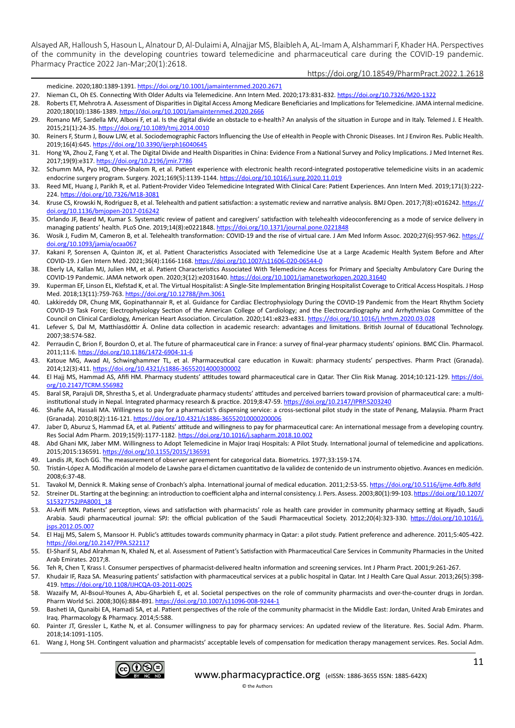medicine. 2020;180:1389-1391. https://doi.org/10.1001/jamainternmed.2020.2671

27. Nieman CL, Oh ES. Connecting With Older Adults via Telemedicine. Ann Intern Med. 2020;173:831-832. https://doi.org/10.7326/M20-1322
28. Roberts ET, Mehrotra A. Assessment of Disparities in Digital Access Among Medicare Beneficiaries and Implications for Telemedicine. JAMA internal medicine. 2020;180(10):1386-1389. https://doi.org/10.1001/jamainternmed.2020.2666
29. Romano MF, Sardella MV, Alboni F, et al. Is the digital divide an obstacle to e-health? An analysis of the situation in Europe and in Italy. Telemed J. E Health. 2015;21(1):24-35. https://doi.org/10.1089/tmj.2014.0010
30. Reiners F, Sturm J, Bouw LJW, et al. Sociodemographic Factors Influencing the Use of eHealth in People with Chronic Diseases. Int J Environ Res. Public Health. 2019;16(4):645. https://doi.org/10.3390/ijerph16040645
31. Hong YA, Zhou Z, Fang Y, et al. The Digital Divide and Health Disparities in China: Evidence From a National Survey and Policy Implications. J Med Internet Res. 2017;19(9):e317. https://doi.org/10.2196/jmir.7786
32. Schumm MA, Pyo HQ, Ohev-Shalom R, et al. Patient experience with electronic health record-integrated postoperative telemedicine visits in an academic endocrine surgery program. Surgery. 2021;169(5):1139-1144. https://doi.org/10.1016/j.surg.2020.11.019
33. Reed ME, Huang J, Parikh R, et al. Patient-Provider Video Telemedicine Integrated With Clinical Care: Patient Experiences. Ann Intern Med. 2019;171(3):222-224. https://doi.org/10.7326/M18-3081
34. Kruse CS, Krowski N, Rodriguez B, et al. Telehealth and patient satisfaction: a systematic review and narrative analysis. BMJ Open. 2017;7(8):e016242. https://doi.org/10.1136/bmjopen-2017-016242
35. Orlando JF, Beard M, Kumar S. Systematic review of patient and caregivers' satisfaction with telehealth videoconferencing as a mode of service delivery in managing patients' health. PLoS One. 2019;14(8):e0221848. https://doi.org/10.1371/journal.pone.0221848
36. Wosik J, Fudim M, Cameron B, et al. Telehealth transformation: COVID-19 and the rise of virtual care. J Am Med Inform Assoc. 2020;27(6):957-962. https://doi.org/10.1093/jamia/ocaa067
37. Kakani P, Sorensen A, Quinton JK, et al. Patient Characteristics Associated with Telemedicine Use at a Large Academic Health System Before and After COVID-19. J Gen Intern Med. 2021;36(4):1166-1168. https://doi.org/10.1007/s11606-020-06544-0
38. Eberly LA, Kallan MJ, Julien HM, et al. Patient Characteristics Associated With Telemedicine Access for Primary and Specialty Ambulatory Care During the COVID-19 Pandemic. JAMA network open. 2020;3(12):e2031640. https://doi.org/10.1001/jamanetworkopen.2020.31640
39. Kuperman EF, Linson EL, Klefstad K, et al. The Virtual Hospitalist: A Single-Site Implementation Bringing Hospitalist Coverage to Critical Access Hospitals. J Hosp Med. 2018;13(11):759-763. https://doi.org/10.12788/jhm.3061
40. Lakkireddy DR, Chung MK, Gopinathannair R, et al. Guidance for Cardiac Electrophysiology During the COVID-19 Pandemic from the Heart Rhythm Society COVID-19 Task Force; Electrophysiology Section of the American College of Cardiology; and the Electrocardiography and Arrhythmias Committee of the Council on Clinical Cardiology, American Heart Association. Circulation. 2020;141:e823-e831. https://doi.org/10.1016/j.hrthm.2020.03.028
41. Lefever S, Dal M, Matthíasdóttir Á. Online data collection in academic research: advantages and limitations. British Journal of Educational Technology. 2007;38:574-582.
42. Perraudin C, Brion F, Bourdon O, et al. The future of pharmaceutical care in France: a survey of final-year pharmacy students' opinions. BMC Clin. Pharmacol. 2011;11:6. https://doi.org/10.1186/1472-6904-11-6
43. Katoue MG, Awad AI, Schwinghammer TL, et al. Pharmaceutical care education in Kuwait: pharmacy students' perspectives. Pharm Pract (Granada). 2014;12(3):411. https://doi.org/10.4321/s1886-36552014000300002
44. El Hajj MS, Hammad AS, Afifi HM. Pharmacy students' attitudes toward pharmaceutical care in Qatar. Ther Clin Risk Manag. 2014;10:121-129. https://doi.org/10.2147/TCRM.S56982
45. Baral SR, Parajuli DR, Shrestha S, et al. Undergraduate pharmacy students' attitudes and perceived barriers toward provision of pharmaceutical care: a multi-institutional study in Nepal. Integrated pharmacy research & practice. 2019;8:47-59. https://doi.org/10.2147/IPRP.S203240
46. Shafie AA, Hassali MA. Willingness to pay for a pharmacist's dispensing service: a cross-sectional pilot study in the state of Penang, Malaysia. Pharm Pract (Granada). 2010;8(2):116-121. https://doi.org/10.4321/s1886-36552010000200006
47. Jaber D, Aburuz S, Hammad EA, et al. Patients' attitude and willingness to pay for pharmaceutical care: An international message from a developing country. Res Social Adm Pharm. 2019;15(9):1177-1182. https://doi.org/10.1016/j.sapharm.2018.10.002
48. Abd Ghani MK, Jaber MM. Willingness to Adopt Telemedicine in Major Iraqi Hospitals: A Pilot Study. International journal of telemedicine and applications. 2015;2015:136591. https://doi.org/10.1155/2015/136591
49. Landis JR, Koch GG. The measurement of observer agreement for categorical data. Biometrics. 1977;33:159-174.
50. Tristán-López A. Modificación al modelo de Lawshe para el dictamen cuantitativo de la validez de contenido de un instrumento objetivo. Avances en medición. 2008;6:37-48.
51. Tavakol M, Dennick R. Making sense of Cronbach's alpha. International journal of medical education. 2011;2:53-55. https://doi.org/10.5116/ijme.4dfb.8dfd
52. Streiner DL. Starting at the beginning: an introduction to coefficient alpha and internal consistency. J. Pers. Assess. 2003;80(1):99-103. https://doi.org/10.1207/S15327752JPA8001_18
53. Al-Arifi MN. Patients' perception, views and satisfaction with pharmacists' role as health care provider in community pharmacy setting at Riyadh, Saudi Arabia. Saudi pharmaceutical journal: SPJ: the official publication of the Saudi Pharmaceutical Society. 2012;20(4):323-330. https://doi.org/10.1016/j.jsps.2012.05.007
54. El Hajj MS, Salem S, Mansoor H. Public's attitudes towards community pharmacy in Qatar: a pilot study. Patient preference and adherence. 2011;5:405-422. https://doi.org/10.2147/PPA.S22117
55. El-Sharif SI, Abd Alrahman N, Khaled N, et al. Assessment of Patient's Satisfaction with Pharmaceutical Care Services in Community Pharmacies in the United Arab Emirates. 2017;8.
56. Teh R, Chen T, Krass I. Consumer perspectives of pharmacist-delivered healtn information and screening services. Int J Pharm Pract. 2001;9:261-267.
57. Khudair IF, Raza SA. Measuring patients' satisfaction with pharmaceutical services at a public hospital in Qatar. Int J Health Care Qual Assur. 2013;26(5):398-419. https://doi.org/10.1108/IJHCQA-03-2011-0025
58. Wazaify M, Al-Bsoul-Younes A, Abu-Gharbieh E, et al. Societal perspectives on the role of community pharmacists and over-the-counter drugs in Jordan. Pharm World Sci. 2008;30(6):884-891. https://doi.org/10.1007/s11096-008-9244-1
59. Basheti IA, Qunaibi EA, Hamadi SA, et al. Patient perspectives of the role of the community pharmacist in the Middle East: Jordan, United Arab Emirates and Iraq. Pharmacology & Pharmacy. 2014;5:588.
60. Painter JT, Gressler L, Kathe N, et al. Consumer willingness to pay for pharmacy services: An updated review of the literature. Res. Social Adm. Pharm. 2018;14:1091-1105.
61. Wang J, Hong SH. Contingent valuation and pharmacists' acceptable levels of compensation for medication therapy management services. Res. Social Adm.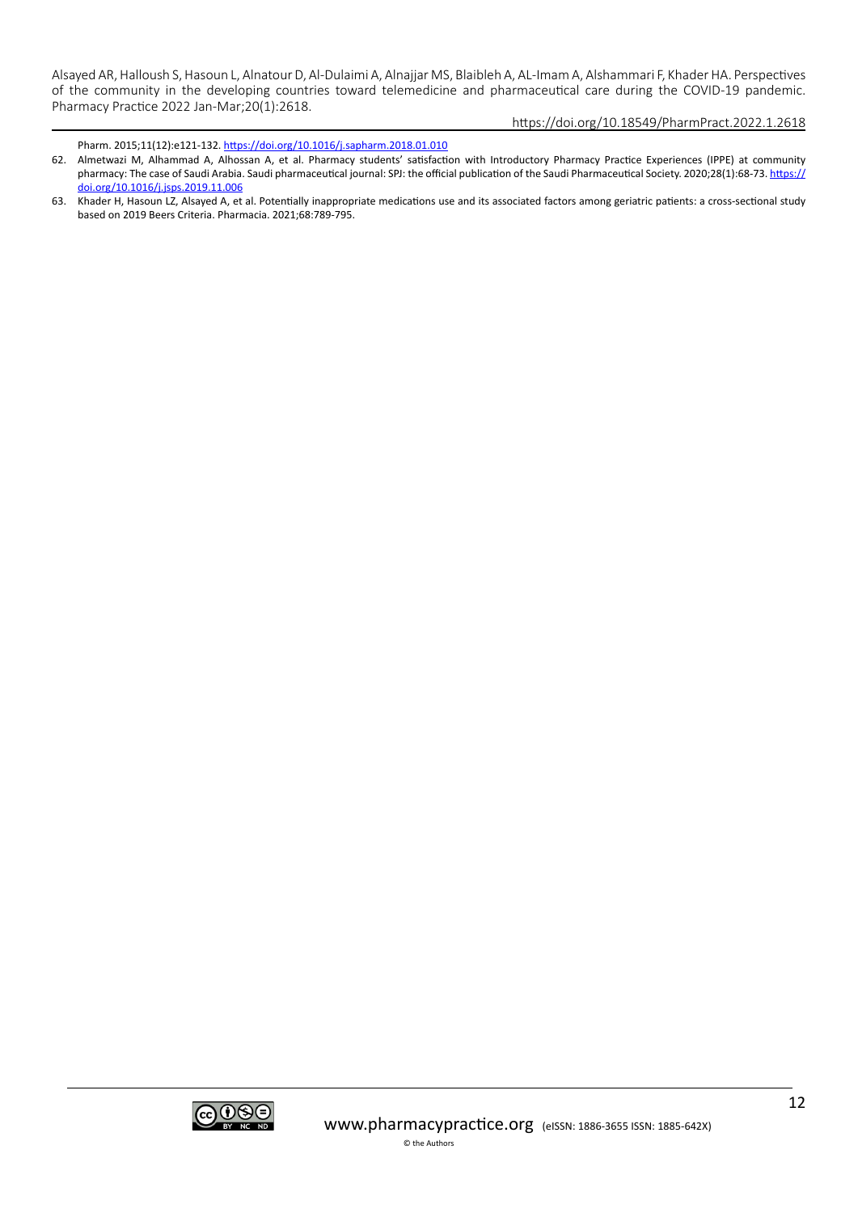Pharm. 2015;11(12):e121-132. https://doi.org/10.1016/j.sapharm.2018.01.010

62. Almetwazi M, Alhammad A, Alhossan A, et al. Pharmacy students' satisfaction with Introductory Pharmacy Practice Experiences (IPPE) at community pharmacy: The case of Saudi Arabia. Saudi pharmaceutical journal: SPJ: the official publication of the Saudi Pharmaceutical Society. 2020;28(1):68-73. https://doi.org/10.1016/j.jsps.2019.11.006
63. Khader H, Hasoun LZ, Alsayed A, et al. Potentially inappropriate medications use and its associated factors among geriatric patients: a cross-sectional study based on 2019 Beers Criteria. Pharmacia. 2021;68:789-795.